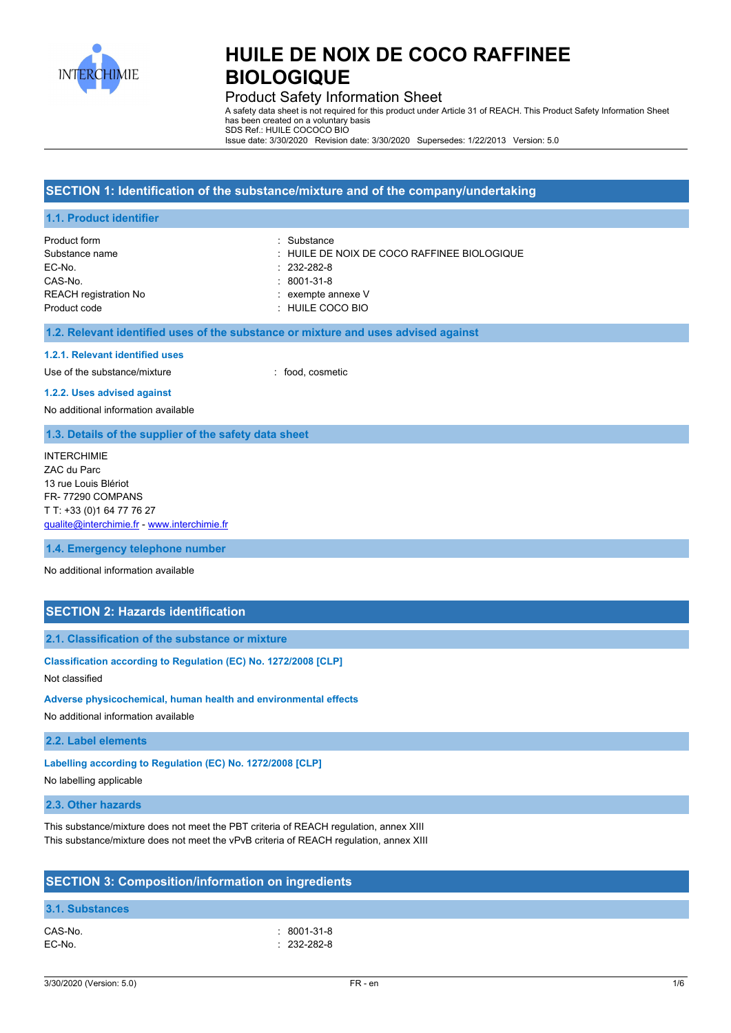# HUILE DE NOIX DE COCO RAFFINEE BIOLOGIQUE

Product Safety Information Sheet

A safety data sheet is not required for this product under Article 31 of REACH. This Product Safety Information Sheet has been created on a voluntary basis
SDS Ref.: HUILE COCOCO BIO
Issue date: 3/30/2020 Revision date: 3/30/2020 Supersedes: 1/22/2013 Version: 5.0

## SECTION 1: Identification of the substance/mixture and of the company/undertaking

### 1.1. Product identifier

| | |
|---|---|
| Product form | : Substance |
| Substance name | : HUILE DE NOIX DE COCO RAFFINEE BIOLOGIQUE |
| EC-No. | : 232-282-8 |
| CAS-No. | : 8001-31-8 |
| REACH registration No | : exempte annexe V |
| Product code | : HUILE COCO BIO |

### 1.2. Relevant identified uses of the substance or mixture and uses advised against

#### 1.2.1. Relevant identified uses

Use of the substance/mixture : food, cosmetic

#### 1.2.2. Uses advised against

No additional information available

### 1.3. Details of the supplier of the safety data sheet

INTERCHIMIE
ZAC du Parc
13 rue Louis Blériot
FR- 77290 COMPANS
T T: +33 (0)1 64 77 76 27
qualite@interchimie.fr - www.interchimie.fr

### 1.4. Emergency telephone number

No additional information available

## SECTION 2: Hazards identification

### 2.1. Classification of the substance or mixture

#### Classification according to Regulation (EC) No. 1272/2008 [CLP]

Not classified

#### Adverse physicochemical, human health and environmental effects

No additional information available

### 2.2. Label elements

#### Labelling according to Regulation (EC) No. 1272/2008 [CLP]

No labelling applicable

### 2.3. Other hazards

This substance/mixture does not meet the PBT criteria of REACH regulation, annex XIII
This substance/mixture does not meet the vPvB criteria of REACH regulation, annex XIII

## SECTION 3: Composition/information on ingredients

### 3.1. Substances

| | |
|---|---|
| CAS-No. | : 8001-31-8 |
| EC-No. | : 232-282-8 |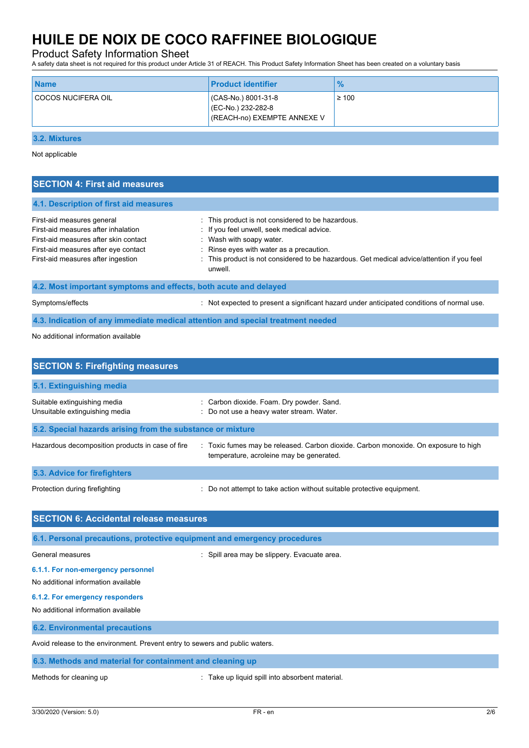# HUILE DE NOIX DE COCO RAFFINEE BIOLOGIQUE

Product Safety Information Sheet

A safety data sheet is not required for this product under Article 31 of REACH. This Product Safety Information Sheet has been created on a voluntary basis

| Name | Product identifier | % |
|---|---|---|
| COCOS NUCIFERA OIL | (CAS-No.) 8001-31-8<br>(EC-No.) 232-282-8<br>(REACH-no) EXEMPTE ANNEXE V | ≥ 100 |

### 3.2. Mixtures

Not applicable

## SECTION 4: First aid measures

### 4.1. Description of first aid measures

First-aid measures general : This product is not considered to be hazardous.
First-aid measures after inhalation : If you feel unwell, seek medical advice.
First-aid measures after skin contact : Wash with soapy water.
First-aid measures after eye contact : Rinse eyes with water as a precaution.
First-aid measures after ingestion : This product is not considered to be hazardous. Get medical advice/attention if you feel unwell.

### 4.2. Most important symptoms and effects, both acute and delayed

Symptoms/effects : Not expected to present a significant hazard under anticipated conditions of normal use.

### 4.3. Indication of any immediate medical attention and special treatment needed

No additional information available

## SECTION 5: Firefighting measures

### 5.1. Extinguishing media

Suitable extinguishing media : Carbon dioxide. Foam. Dry powder. Sand.
Unsuitable extinguishing media : Do not use a heavy water stream. Water.

### 5.2. Special hazards arising from the substance or mixture

Hazardous decomposition products in case of fire : Toxic fumes may be released. Carbon dioxide. Carbon monoxide. On exposure to high temperature, acroleine may be generated.

### 5.3. Advice for firefighters

Protection during firefighting : Do not attempt to take action without suitable protective equipment.

## SECTION 6: Accidental release measures

### 6.1. Personal precautions, protective equipment and emergency procedures

General measures : Spill area may be slippery. Evacuate area.

#### 6.1.1. For non-emergency personnel

No additional information available

#### 6.1.2. For emergency responders

No additional information available

### 6.2. Environmental precautions

Avoid release to the environment. Prevent entry to sewers and public waters.

### 6.3. Methods and material for containment and cleaning up

Methods for cleaning up : Take up liquid spill into absorbent material.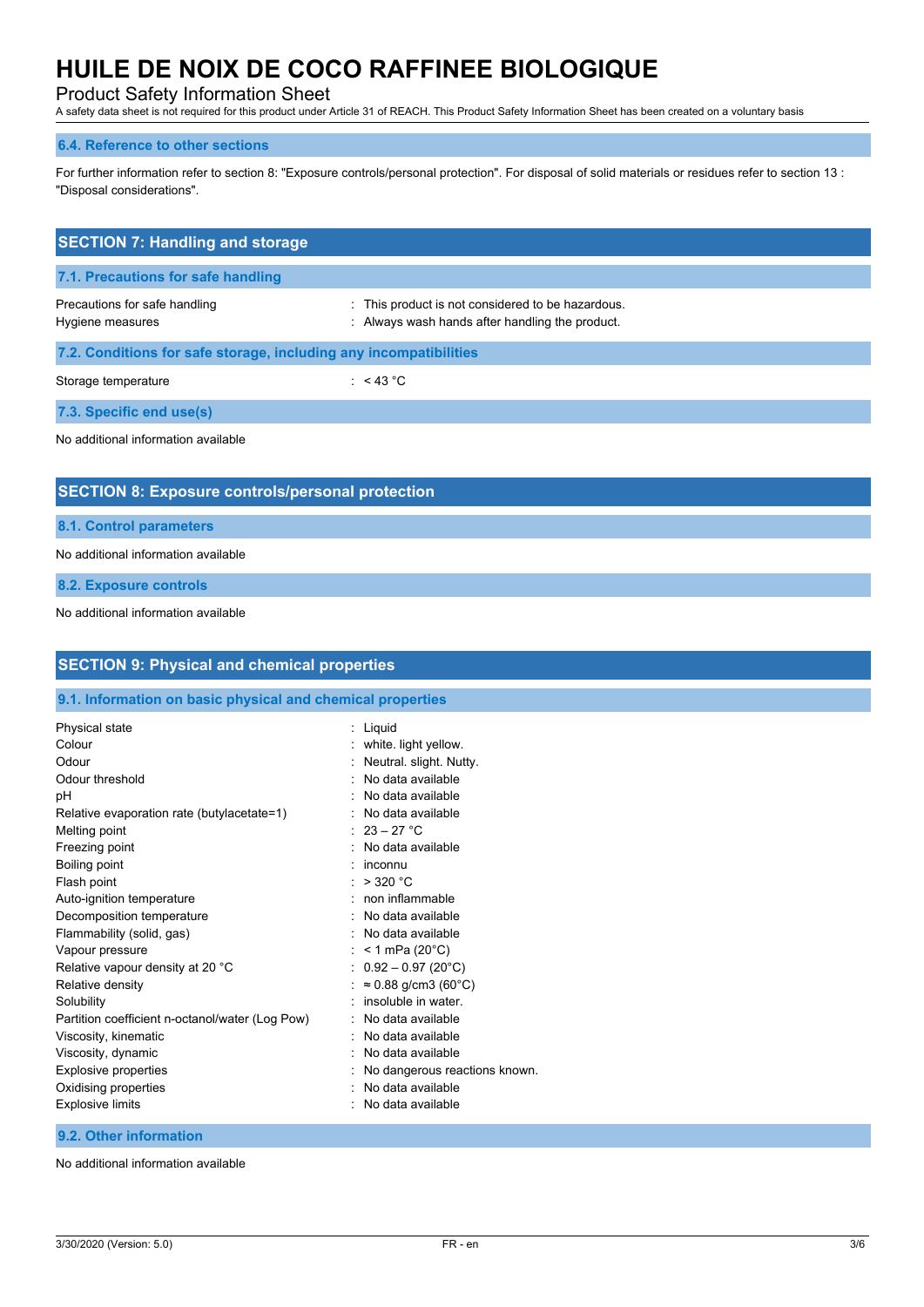# HUILE DE NOIX DE COCO RAFFINEE BIOLOGIQUE

Product Safety Information Sheet

A safety data sheet is not required for this product under Article 31 of REACH. This Product Safety Information Sheet has been created on a voluntary basis

### 6.4. Reference to other sections

For further information refer to section 8: "Exposure controls/personal protection". For disposal of solid materials or residues refer to section 13 : "Disposal considerations".

## SECTION 7: Handling and storage

### 7.1. Precautions for safe handling

| | |
|---|---|
| Precautions for safe handling | : This product is not considered to be hazardous. |
| Hygiene measures | : Always wash hands after handling the product. |

### 7.2. Conditions for safe storage, including any incompatibilities

| | |
|---|---|
| Storage temperature | : < 43 °C |

### 7.3. Specific end use(s)

No additional information available

## SECTION 8: Exposure controls/personal protection

### 8.1. Control parameters

No additional information available

### 8.2. Exposure controls

No additional information available

## SECTION 9: Physical and chemical properties

### 9.1. Information on basic physical and chemical properties

| | |
|---|---|
| Physical state | : Liquid |
| Colour | : white. light yellow. |
| Odour | : Neutral. slight. Nutty. |
| Odour threshold | : No data available |
| pH | : No data available |
| Relative evaporation rate (butylacetate=1) | : No data available |
| Melting point | : 23 – 27 °C |
| Freezing point | : No data available |
| Boiling point | : inconnu |
| Flash point | : > 320 °C |
| Auto-ignition temperature | : non inflammable |
| Decomposition temperature | : No data available |
| Flammability (solid, gas) | : No data available |
| Vapour pressure | : < 1 mPa (20°C) |
| Relative vapour density at 20 °C | : 0.92 – 0.97 (20°C) |
| Relative density | : ≈ 0.88 g/cm3 (60°C) |
| Solubility | : insoluble in water. |
| Partition coefficient n-octanol/water (Log Pow) | : No data available |
| Viscosity, kinematic | : No data available |
| Viscosity, dynamic | : No data available |
| Explosive properties | : No dangerous reactions known. |
| Oxidising properties | : No data available |
| Explosive limits | : No data available |

### 9.2. Other information

No additional information available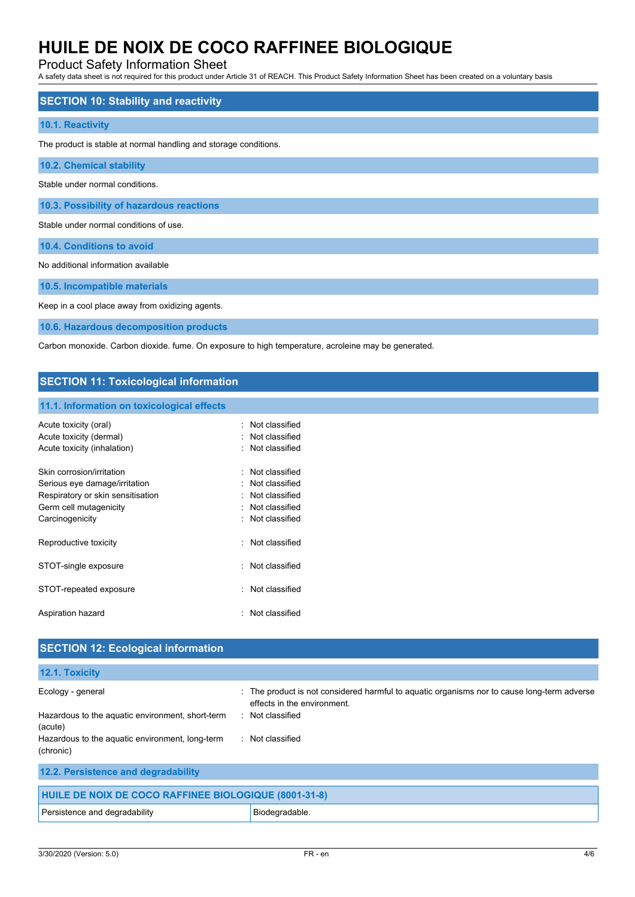## SECTION 10: Stability and reactivity

### 10.1. Reactivity

The product is stable at normal handling and storage conditions.

### 10.2. Chemical stability

Stable under normal conditions.

### 10.3. Possibility of hazardous reactions

Stable under normal conditions of use.

### 10.4. Conditions to avoid

No additional information available

### 10.5. Incompatible materials

Keep in a cool place away from oxidizing agents.

### 10.6. Hazardous decomposition products

Carbon monoxide. Carbon dioxide. fume. On exposure to high temperature, acroleine may be generated.

## SECTION 11: Toxicological information

### 11.1. Information on toxicological effects

Acute toxicity (oral) : Not classified
Acute toxicity (dermal) : Not classified
Acute toxicity (inhalation) : Not classified

Skin corrosion/irritation : Not classified
Serious eye damage/irritation : Not classified
Respiratory or skin sensitisation : Not classified
Germ cell mutagenicity : Not classified
Carcinogenicity : Not classified

Reproductive toxicity : Not classified

STOT-single exposure : Not classified

STOT-repeated exposure : Not classified

Aspiration hazard : Not classified

## SECTION 12: Ecological information

### 12.1. Toxicity

Ecology - general : The product is not considered harmful to aquatic organisms nor to cause long-term adverse effects in the environment.
Hazardous to the aquatic environment, short-term (acute) : Not classified
Hazardous to the aquatic environment, long-term (chronic) : Not classified

### 12.2. Persistence and degradability

| HUILE DE NOIX DE COCO RAFFINEE BIOLOGIQUE (8001-31-8) | |
|---|---|
| Persistence and degradability | Biodegradable. |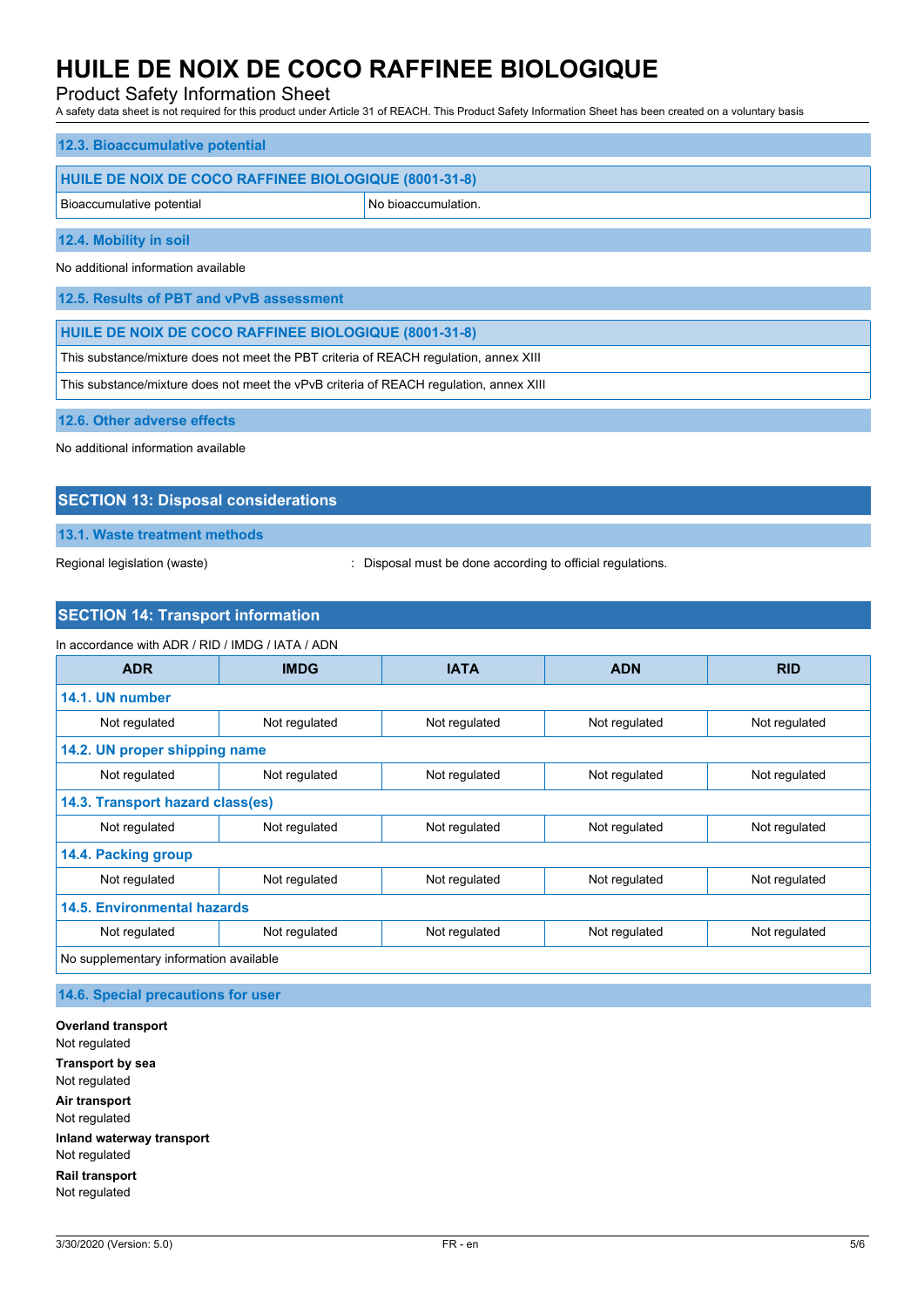### 12.3. Bioaccumulative potential

| HUILE DE NOIX DE COCO RAFFINEE BIOLOGIQUE (8001-31-8) | |
|---|---|
| Bioaccumulative potential | No bioaccumulation. |

### 12.4. Mobility in soil

No additional information available

### 12.5. Results of PBT and vPvB assessment

| HUILE DE NOIX DE COCO RAFFINEE BIOLOGIQUE (8001-31-8) |
|---|
| This substance/mixture does not meet the PBT criteria of REACH regulation, annex XIII |
| This substance/mixture does not meet the vPvB criteria of REACH regulation, annex XIII |

### 12.6. Other adverse effects

No additional information available

## SECTION 13: Disposal considerations

### 13.1. Waste treatment methods

Regional legislation (waste) : Disposal must be done according to official regulations.

## SECTION 14: Transport information

In accordance with ADR / RID / IMDG / IATA / ADN

| ADR | IMDG | IATA | ADN | RID |
|---|---|---|---|---|
| **14.1. UN number** | | | | |
| Not regulated | Not regulated | Not regulated | Not regulated | Not regulated |
| **14.2. UN proper shipping name** | | | | |
| Not regulated | Not regulated | Not regulated | Not regulated | Not regulated |
| **14.3. Transport hazard class(es)** | | | | |
| Not regulated | Not regulated | Not regulated | Not regulated | Not regulated |
| **14.4. Packing group** | | | | |
| Not regulated | Not regulated | Not regulated | Not regulated | Not regulated |
| **14.5. Environmental hazards** | | | | |
| Not regulated | Not regulated | Not regulated | Not regulated | Not regulated |
| No supplementary information available | | | | |

### 14.6. Special precautions for user

**Overland transport**
Not regulated

**Transport by sea**
Not regulated

**Air transport**
Not regulated

**Inland waterway transport**
Not regulated

**Rail transport**
Not regulated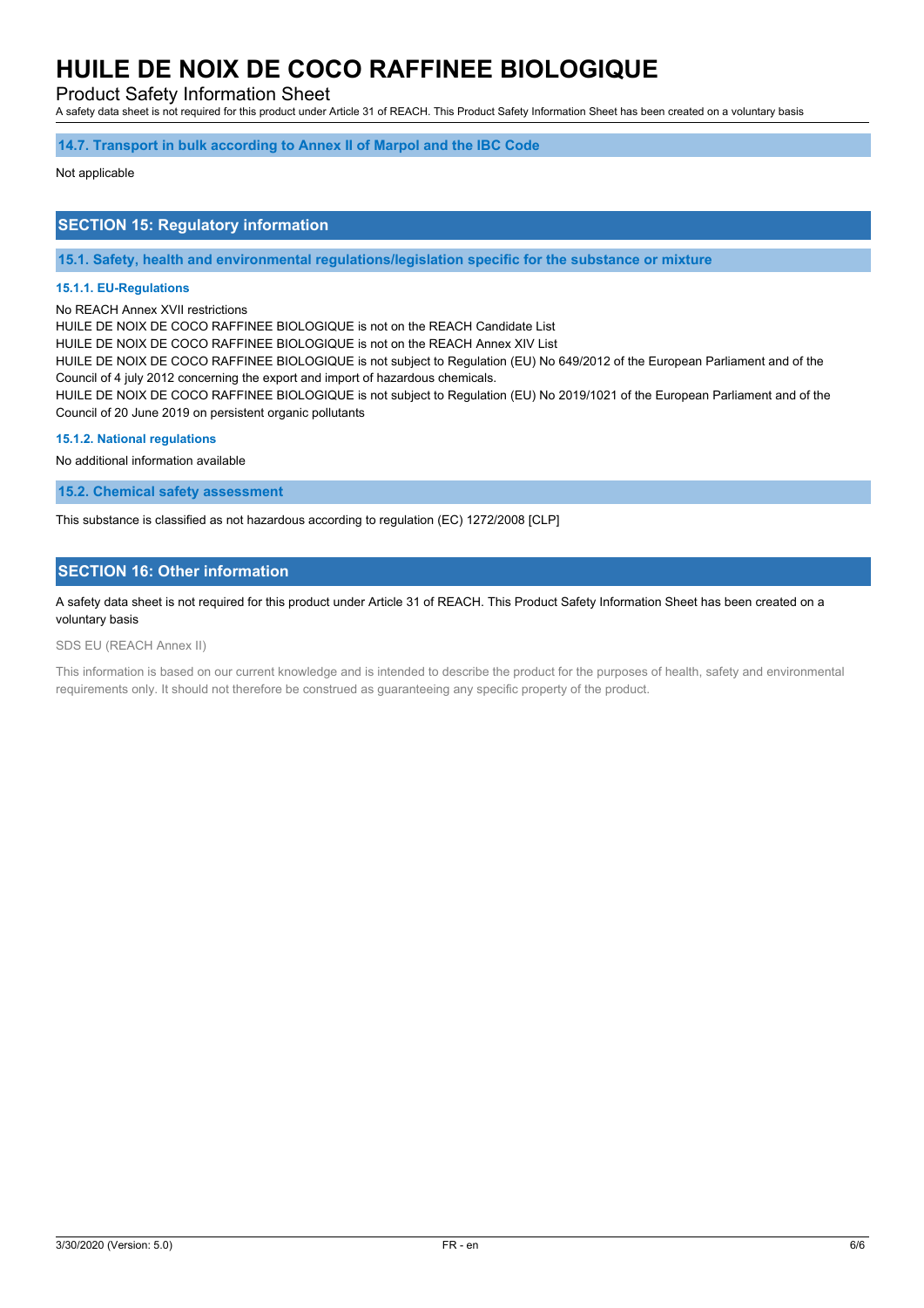### 14.7. Transport in bulk according to Annex II of Marpol and the IBC Code

Not applicable

## SECTION 15: Regulatory information

### 15.1. Safety, health and environmental regulations/legislation specific for the substance or mixture

#### 15.1.1. EU-Regulations

No REACH Annex XVII restrictions
HUILE DE NOIX DE COCO RAFFINEE BIOLOGIQUE is not on the REACH Candidate List
HUILE DE NOIX DE COCO RAFFINEE BIOLOGIQUE is not on the REACH Annex XIV List
HUILE DE NOIX DE COCO RAFFINEE BIOLOGIQUE is not subject to Regulation (EU) No 649/2012 of the European Parliament and of the Council of 4 july 2012 concerning the export and import of hazardous chemicals.
HUILE DE NOIX DE COCO RAFFINEE BIOLOGIQUE is not subject to Regulation (EU) No 2019/1021 of the European Parliament and of the Council of 20 June 2019 on persistent organic pollutants

#### 15.1.2. National regulations

No additional information available

### 15.2. Chemical safety assessment

This substance is classified as not hazardous according to regulation (EC) 1272/2008 [CLP]

## SECTION 16: Other information

A safety data sheet is not required for this product under Article 31 of REACH. This Product Safety Information Sheet has been created on a voluntary basis

SDS EU (REACH Annex II)

This information is based on our current knowledge and is intended to describe the product for the purposes of health, safety and environmental requirements only. It should not therefore be construed as guaranteeing any specific property of the product.